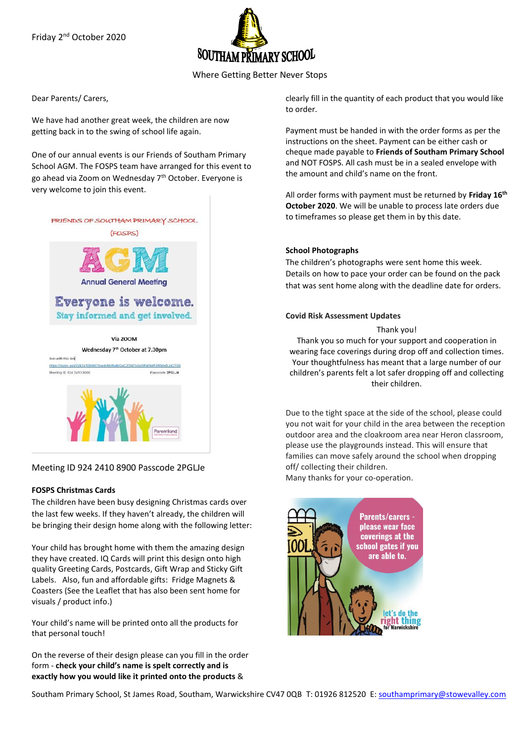Friday 2nd October 2020

# SOUTHAM PRIMARY SCHOOL

Where Getting Better Never Stops

Dear Parents/ Carers,

We have had another great week, the children are now getting back in to the swing of school life again.

One of our annual events is our Friends of Southam Primary School AGM. The FOSPS team have arranged for this event to go ahead via Zoom on Wednesday 7th October. Everyone is very welcome to join this event.

FRIENDS OF SOUTHAM PRIMARY SCHOOL (FOSPS)

AGM

Annual General Meeting

Everyone is welcome. Stay informed and get involved.

Via ZOOM

Wednesday 7th October at 7.30pm

Meeting ID 924 2410 8900 Passcode 2PGLJe

### FOSPS Christmas Cards

The children have been busy designing Christmas cards over the last few weeks. If they haven't already, the children will be bringing their design home along with the following letter:

Your child has brought home with them the amazing design they have created. IQ Cards will print this design onto high quality Greeting Cards, Postcards, Gift Wrap and Sticky Gift Labels. Also, fun and affordable gifts: Fridge Magnets & Coasters (See the Leaflet that has also been sent home for visuals / product info.)

Your child's name will be printed onto all the products for that personal touch!

On the reverse of their design please can you fill in the order form - **check your child's name is spelt correctly and is exactly how you would like it printed onto the products** & clearly fill in the quantity of each product that you would like to order.

Payment must be handed in with the order forms as per the instructions on the sheet. Payment can be either cash or cheque made payable to **Friends of Southam Primary School** and NOT FOSPS. All cash must be in a sealed envelope with the amount and child's name on the front.

All order forms with payment must be returned by **Friday 16th October 2020**. We will be unable to process late orders due to timeframes so please get them in by this date.

### School Photographs

The children's photographs were sent home this week. Details on how to pace your order can be found on the pack that was sent home along with the deadline date for orders.

### Covid Risk Assessment Updates

Thank you!

Thank you so much for your support and cooperation in wearing face coverings during drop off and collection times. Your thoughtfulness has meant that a large number of our children's parents felt a lot safer dropping off and collecting their children.

Due to the tight space at the side of the school, please could you not wait for your child in the area between the reception outdoor area and the cloakroom area near Heron classroom, please use the playgrounds instead. This will ensure that families can move safely around the school when dropping off/ collecting their children.

Many thanks for your co-operation.

Parents/carers - please wear face coverings at the school gates if you are able to.

let's do the right thing for Warwickshire

Southam Primary School, St James Road, Southam, Warwickshire CV47 0QB T: 01926 812520 E: southamprimary@stowevalley.com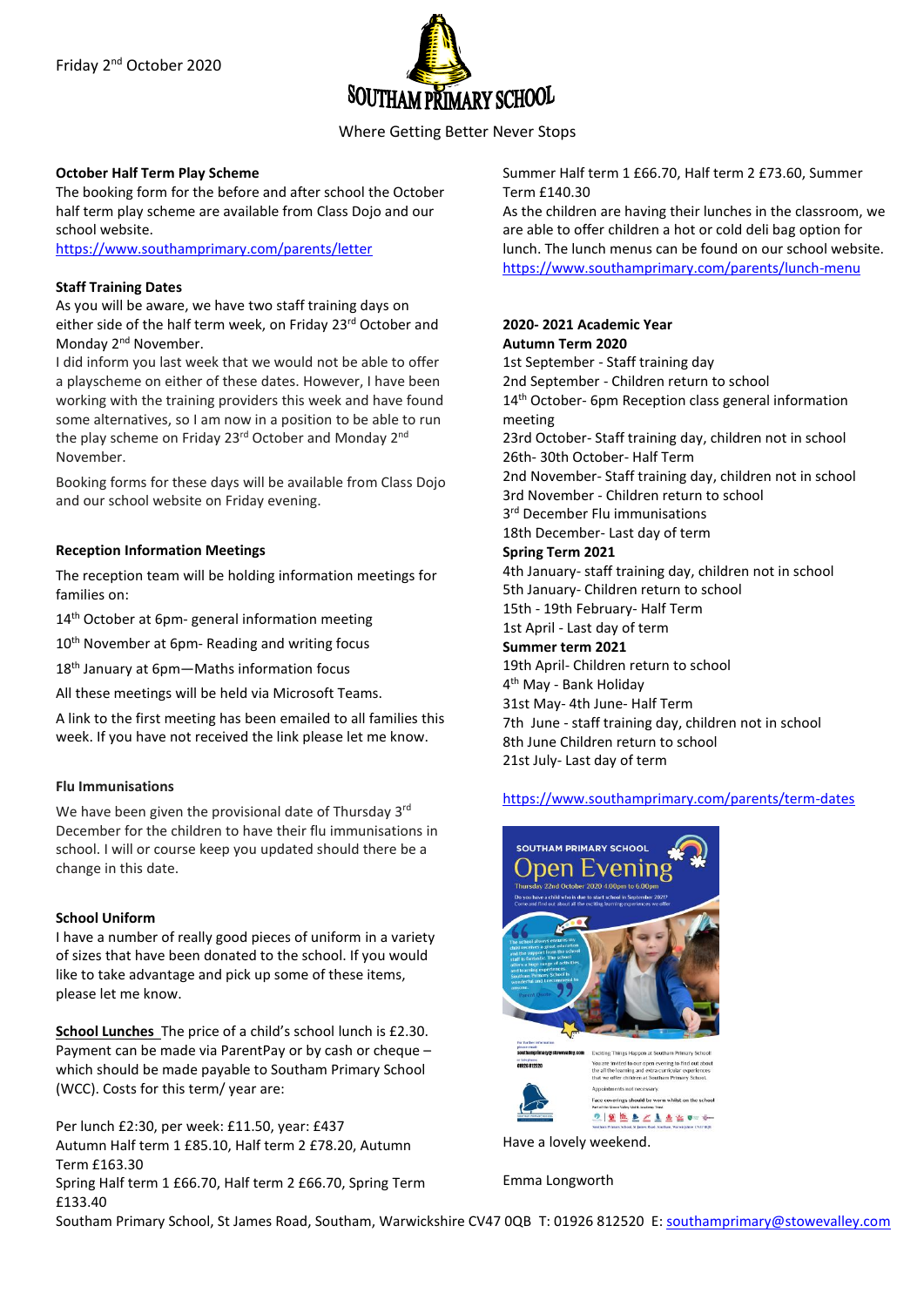Friday 2nd October 2020

SOUTHAM PRIMARY SCHOOL

Where Getting Better Never Stops

**October Half Term Play Scheme**

The booking form for the before and after school the October half term play scheme are available from Class Dojo and our school website.

https://www.southamprimary.com/parents/letter

**Staff Training Dates**

As you will be aware, we have two staff training days on either side of the half term week, on Friday 23rd October and Monday 2nd November.

I did inform you last week that we would not be able to offer a playscheme on either of these dates. However, I have been working with the training providers this week and have found some alternatives, so I am now in a position to be able to run the play scheme on Friday 23rd October and Monday 2nd November.

Booking forms for these days will be available from Class Dojo and our school website on Friday evening.

**Reception Information Meetings**

The reception team will be holding information meetings for families on:

14th October at 6pm- general information meeting

10th November at 6pm- Reading and writing focus

18th January at 6pm—Maths information focus

All these meetings will be held via Microsoft Teams.

A link to the first meeting has been emailed to all families this week. If you have not received the link please let me know.

**Flu Immunisations**

We have been given the provisional date of Thursday 3rd December for the children to have their flu immunisations in school. I will or course keep you updated should there be a change in this date.

**School Uniform**

I have a number of really good pieces of uniform in a variety of sizes that have been donated to the school. If you would like to take advantage and pick up some of these items, please let me know.

**School Lunches** The price of a child's school lunch is £2.30. Payment can be made via ParentPay or by cash or cheque – which should be made payable to Southam Primary School (WCC). Costs for this term/ year are:

Per lunch £2:30, per week: £11.50, year: £437

Autumn Half term 1 £85.10, Half term 2 £78.20, Autumn Term £163.30

Spring Half term 1 £66.70, Half term 2 £66.70, Spring Term £133.40

Summer Half term 1 £66.70, Half term 2 £73.60, Summer Term £140.30

As the children are having their lunches in the classroom, we are able to offer children a hot or cold deli bag option for lunch. The lunch menus can be found on our school website.

https://www.southamprimary.com/parents/lunch-menu

**2020- 2021 Academic Year**

**Autumn Term 2020**

1st September - Staff training day
2nd September - Children return to school
14th October- 6pm Reception class general information meeting
23rd October- Staff training day, children not in school
26th- 30th October- Half Term
2nd November- Staff training day, children not in school
3rd November - Children return to school
3rd December Flu immunisations
18th December- Last day of term

**Spring Term 2021**

4th January- staff training day, children not in school
5th January- Children return to school
15th - 19th February- Half Term
1st April - Last day of term

**Summer term 2021**

19th April- Children return to school
4th May - Bank Holiday
31st May- 4th June- Half Term
7th June - staff training day, children not in school
8th June Children return to school
21st July- Last day of term

https://www.southamprimary.com/parents/term-dates

SOUTHAM PRIMARY SCHOOL
Open Evening
Thursday 22nd October 2020 4.00pm to 6.00pm
Do you have a child who is due to start school in September 2021? Come and find out about all the exciting learning experiences we offer

Have a lovely weekend.

Emma Longworth

Southam Primary School, St James Road, Southam, Warwickshire CV47 0QB T: 01926 812520 E: southamprimary@stowevalley.com